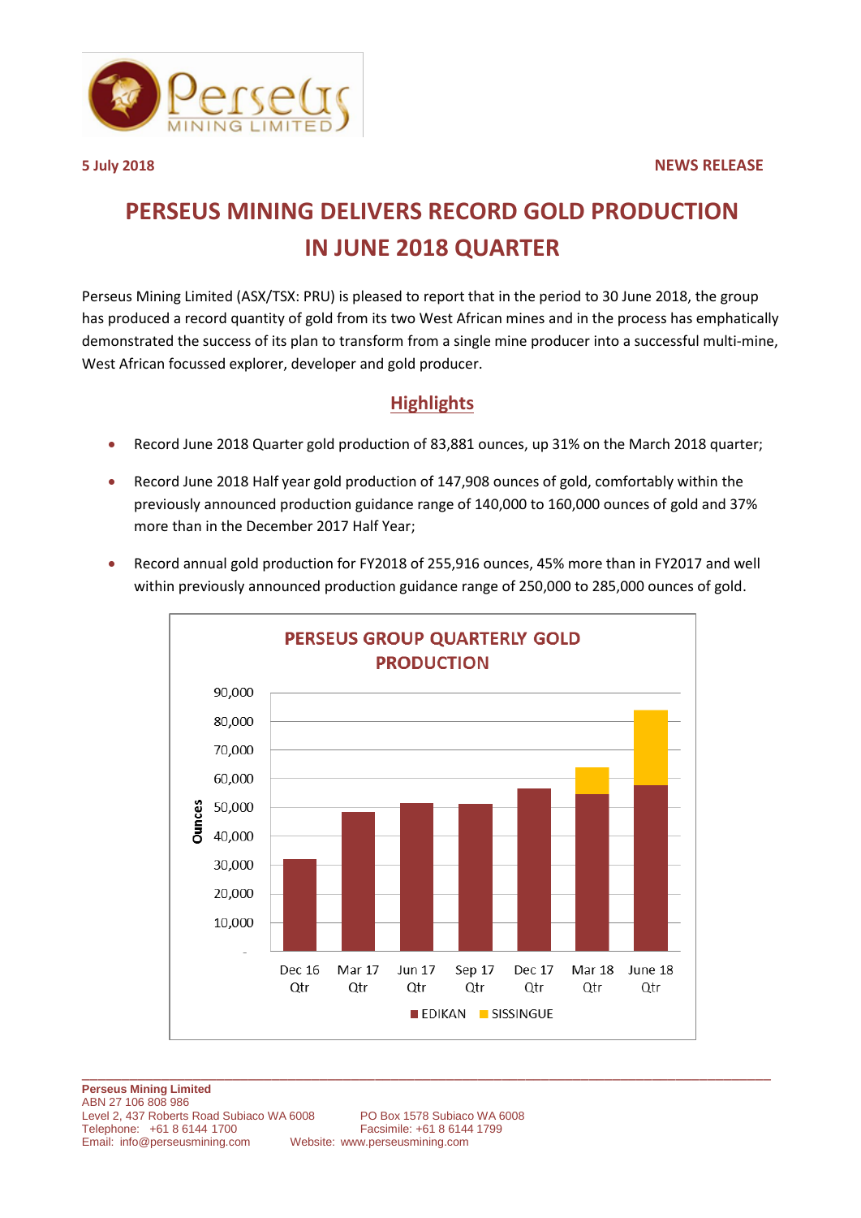5 July 2018

NEWS RELEASE

# PERSEUS MINING DELIVERS RECORD GOLD PRODUCTION IN JUNE 2018 QUARTER

Perseus Mining Limited (ASX/TSX: PRU) is pleased to report that in the period to 30 June 2018, the group has produced a record quantity of gold from its two West African mines and in the process has emphatically demonstrated the success of its plan to transform from a single mine producer into a successful multi-mine, West African focussed explorer, developer and gold producer.

## Highlights

- Record June 2018 Quarter gold production of 83,881 ounces, up 31% on the March 2018 quarter;
- Record June 2018 Half year gold production of 147,908 ounces of gold, comfortably within the previously announced production guidance range of 140,000 to 160,000 ounces of gold and 37% more than in the December 2017 Half Year;
- Record annual gold production for FY2018 of 255,916 ounces, 45% more than in FY2017 and well within previously announced production guidance range of 250,000 to 285,000 ounces of gold.

PERSEUS GROUP QUARTERLY GOLD PRODUCTION

Ounces (0 – 90,000); Dec 16 Qtr, Mar 17 Qtr, Jun 17 Qtr, Sep 17 Qtr, Dec 17 Qtr, Mar 18 Qtr, June 18 Qtr; EDIKAN, SISSINGUE

Perseus Mining Limited
ABN 27 106 808 986
Level 2, 437 Roberts Road Subiaco WA 6008 PO Box 1578 Subiaco WA 6008
Telephone: +61 8 6144 1700 Facsimile: +61 8 6144 1799
Email: info@perseusmining.com Website: www.perseusmining.com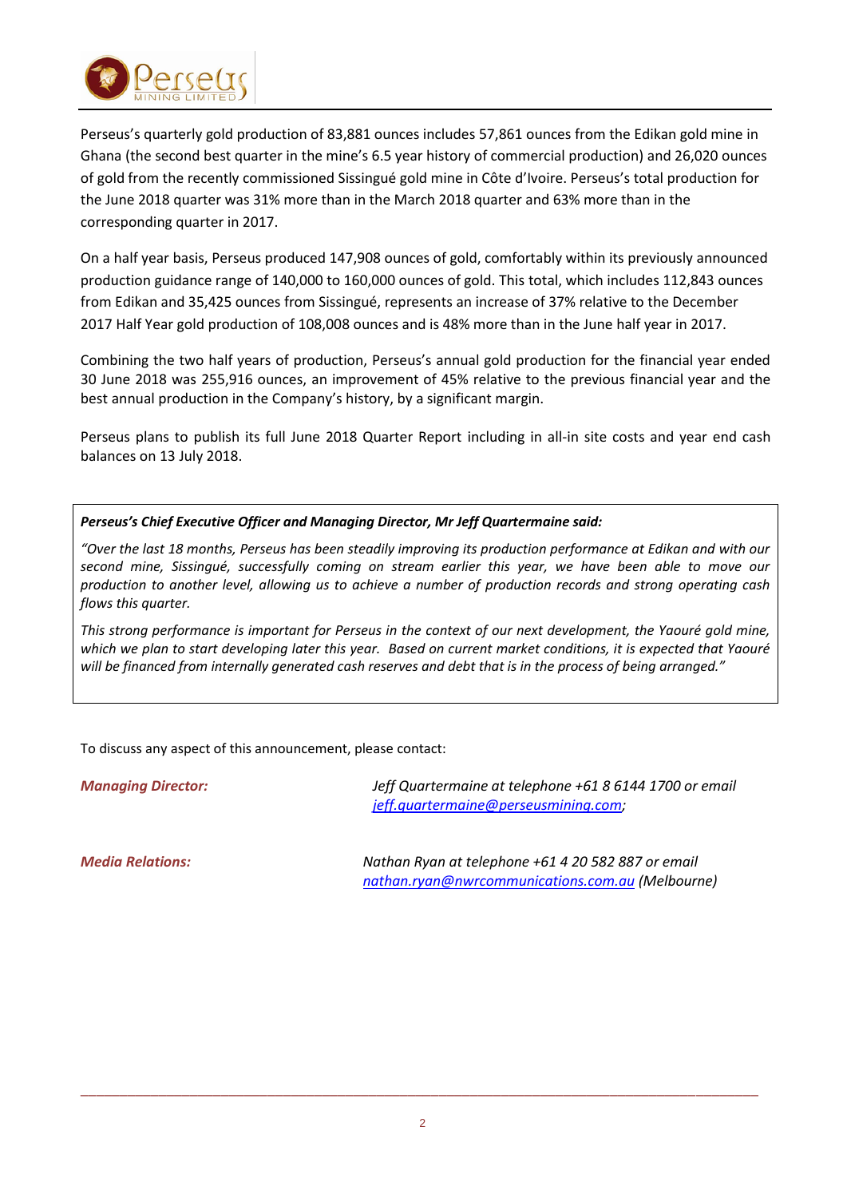Perseus's quarterly gold production of 83,881 ounces includes 57,861 ounces from the Edikan gold mine in Ghana (the second best quarter in the mine's 6.5 year history of commercial production) and 26,020 ounces of gold from the recently commissioned Sissingué gold mine in Côte d'Ivoire. Perseus's total production for the June 2018 quarter was 31% more than in the March 2018 quarter and 63% more than in the corresponding quarter in 2017.

On a half year basis, Perseus produced 147,908 ounces of gold, comfortably within its previously announced production guidance range of 140,000 to 160,000 ounces of gold. This total, which includes 112,843 ounces from Edikan and 35,425 ounces from Sissingué, represents an increase of 37% relative to the December 2017 Half Year gold production of 108,008 ounces and is 48% more than in the June half year in 2017.

Combining the two half years of production, Perseus's annual gold production for the financial year ended 30 June 2018 was 255,916 ounces, an improvement of 45% relative to the previous financial year and the best annual production in the Company's history, by a significant margin.

Perseus plans to publish its full June 2018 Quarter Report including in all-in site costs and year end cash balances on 13 July 2018.

***Perseus's Chief Executive Officer and Managing Director, Mr Jeff Quartermaine said:***

*"Over the last 18 months, Perseus has been steadily improving its production performance at Edikan and with our second mine, Sissingué, successfully coming on stream earlier this year, we have been able to move our production to another level, allowing us to achieve a number of production records and strong operating cash flows this quarter.*

*This strong performance is important for Perseus in the context of our next development, the Yaouré gold mine, which we plan to start developing later this year. Based on current market conditions, it is expected that Yaouré will be financed from internally generated cash reserves and debt that is in the process of being arranged."*

To discuss any aspect of this announcement, please contact:

| | |
|---|---|
| ***Managing Director:*** | *Jeff Quartermaine at telephone +61 8 6144 1700 or email jeff.quartermaine@perseusmining.com;* |
| ***Media Relations:*** | *Nathan Ryan at telephone +61 4 20 582 887 or email nathan.ryan@nwrcommunications.com.au (Melbourne)* |